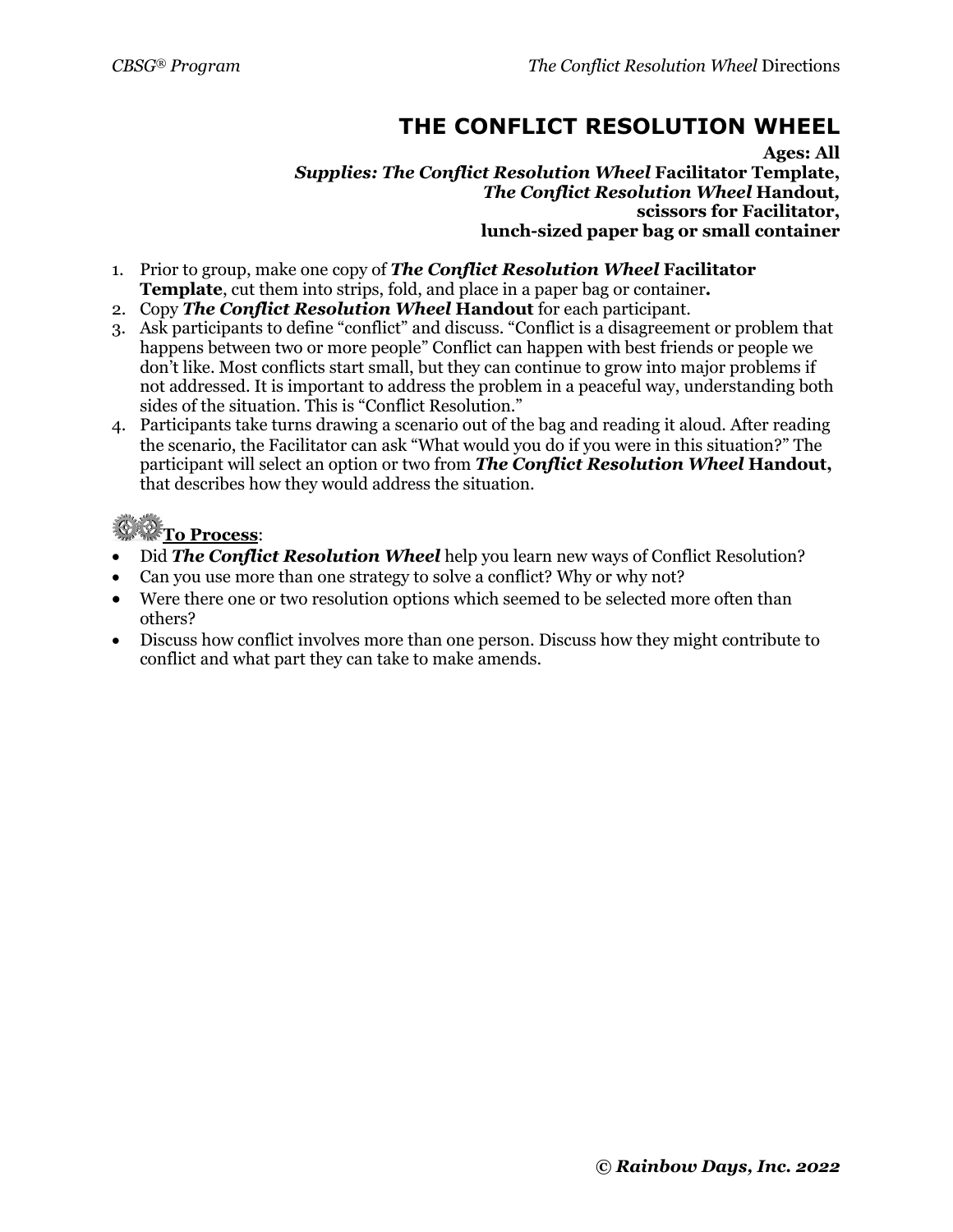# THE CONFLICT RESOLUTION WHEEL

**Ages: All**
***Supplies: The Conflict Resolution Wheel* Facilitator Template,**
***The Conflict Resolution Wheel* Handout,**
**scissors for Facilitator,**
**lunch-sized paper bag or small container**

1. Prior to group, make one copy of ***The Conflict Resolution Wheel* Facilitator Template**, cut them into strips, fold, and place in a paper bag or container**.**
2. Copy ***The Conflict Resolution Wheel* Handout** for each participant.
3. Ask participants to define "conflict" and discuss. "Conflict is a disagreement or problem that happens between two or more people" Conflict can happen with best friends or people we don't like. Most conflicts start small, but they can continue to grow into major problems if not addressed. It is important to address the problem in a peaceful way, understanding both sides of the situation. This is "Conflict Resolution."
4. Participants take turns drawing a scenario out of the bag and reading it aloud. After reading the scenario, the Facilitator can ask "What would you do if you were in this situation?" The participant will select an option or two from ***The Conflict Resolution Wheel* Handout,** that describes how they would address the situation.

**To Process**:

- Did ***The Conflict Resolution Wheel*** help you learn new ways of Conflict Resolution?
- Can you use more than one strategy to solve a conflict? Why or why not?
- Were there one or two resolution options which seemed to be selected more often than others?
- Discuss how conflict involves more than one person. Discuss how they might contribute to conflict and what part they can take to make amends.

***© Rainbow Days, Inc. 2022***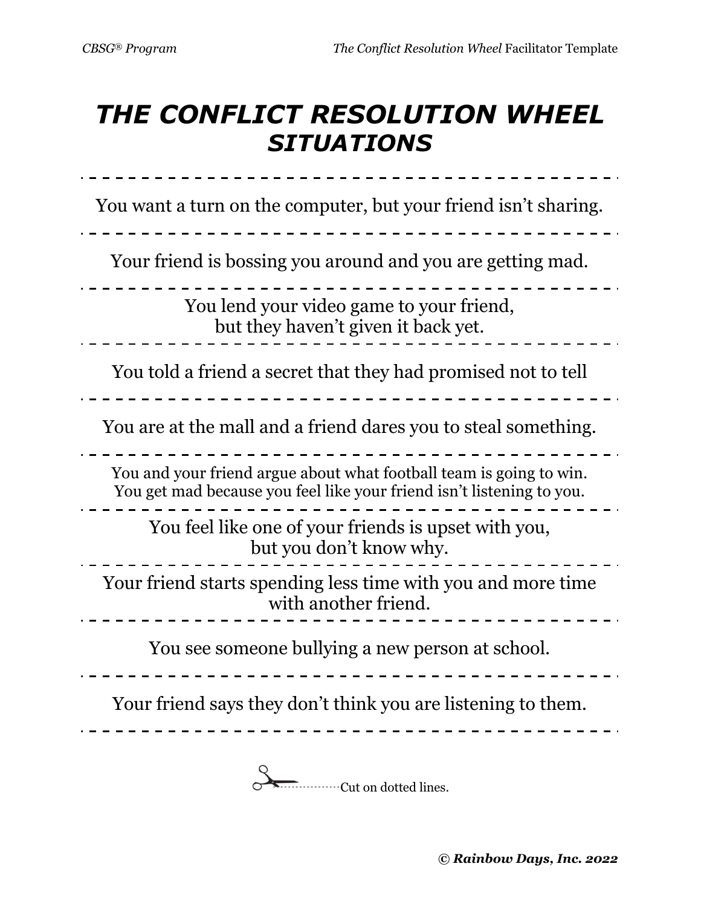# *THE CONFLICT RESOLUTION WHEEL SITUATIONS*

You want a turn on the computer, but your friend isn't sharing.

Your friend is bossing you around and you are getting mad.

You lend your video game to your friend,
but they haven't given it back yet.

You told a friend a secret that they had promised not to tell

You are at the mall and a friend dares you to steal something.

You and your friend argue about what football team is going to win.
You get mad because you feel like your friend isn't listening to you.

You feel like one of your friends is upset with you,
but you don't know why.

Your friend starts spending less time with you and more time with another friend.

You see someone bullying a new person at school.

Your friend says they don't think you are listening to them.

Cut on dotted lines.

***© Rainbow Days, Inc. 2022***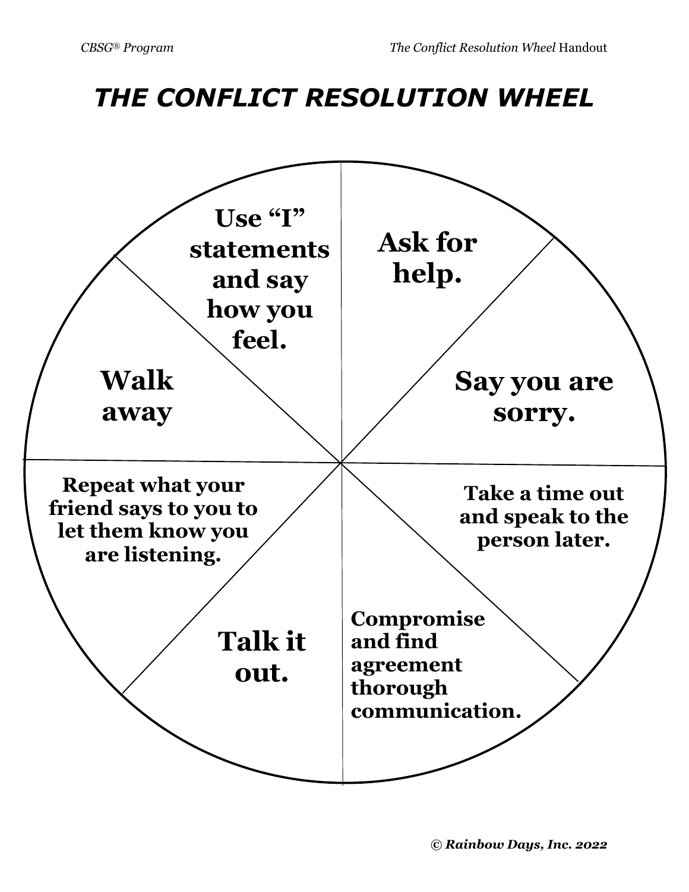# THE CONFLICT RESOLUTION WHEEL

Use "I" statements and say how you feel.

Ask for help.

Say you are sorry.

Take a time out and speak to the person later.

Compromise and find agreement thorough communication.

Talk it out.

Repeat what your friend says to you to let them know you are listening.

Walk away

*© Rainbow Days, Inc. 2022*